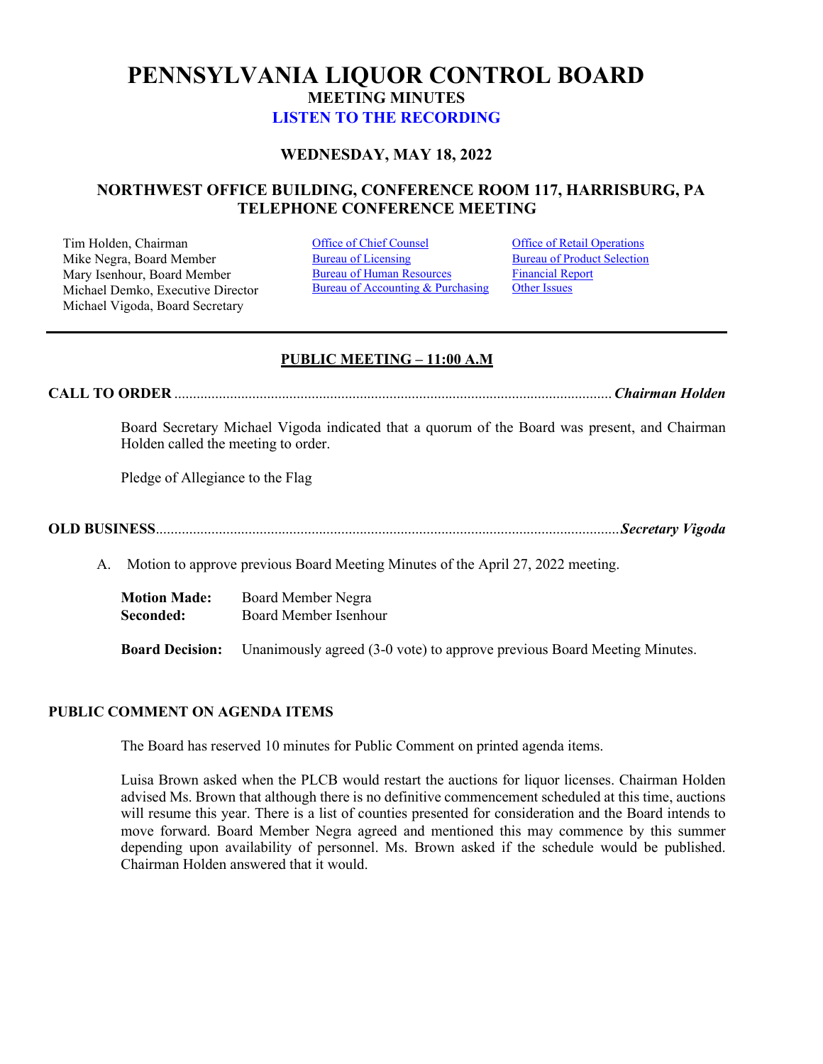# PENNSYLVANIA LIQUOR CONTROL BOARD

## MEETING MINUTES

**LISTEN TO THE RECORDING**

### WEDNESDAY, MAY 18, 2022

### NORTHWEST OFFICE BUILDING, CONFERENCE ROOM 117, HARRISBURG, PA
### TELEPHONE CONFERENCE MEETING

Tim Holden, Chairman
Mike Negra, Board Member
Mary Isenhour, Board Member
Michael Demko, Executive Director
Michael Vigoda, Board Secretary

Office of Chief Counsel
Bureau of Licensing
Bureau of Human Resources
Bureau of Accounting & Purchasing

Office of Retail Operations
Bureau of Product Selection
Financial Report
Other Issues

---

### PUBLIC MEETING – 11:00 A.M

**CALL TO ORDER** ........................................................................................................ ***Chairman Holden***

Board Secretary Michael Vigoda indicated that a quorum of the Board was present, and Chairman Holden called the meeting to order.

Pledge of Allegiance to the Flag

**OLD BUSINESS**........................................................................................................ ***Secretary Vigoda***

A. Motion to approve previous Board Meeting Minutes of the April 27, 2022 meeting.

**Motion Made:** Board Member Negra
**Seconded:** Board Member Isenhour

**Board Decision:** Unanimously agreed (3-0 vote) to approve previous Board Meeting Minutes.

**PUBLIC COMMENT ON AGENDA ITEMS**

The Board has reserved 10 minutes for Public Comment on printed agenda items.

Luisa Brown asked when the PLCB would restart the auctions for liquor licenses. Chairman Holden advised Ms. Brown that although there is no definitive commencement scheduled at this time, auctions will resume this year. There is a list of counties presented for consideration and the Board intends to move forward. Board Member Negra agreed and mentioned this may commence by this summer depending upon availability of personnel. Ms. Brown asked if the schedule would be published. Chairman Holden answered that it would.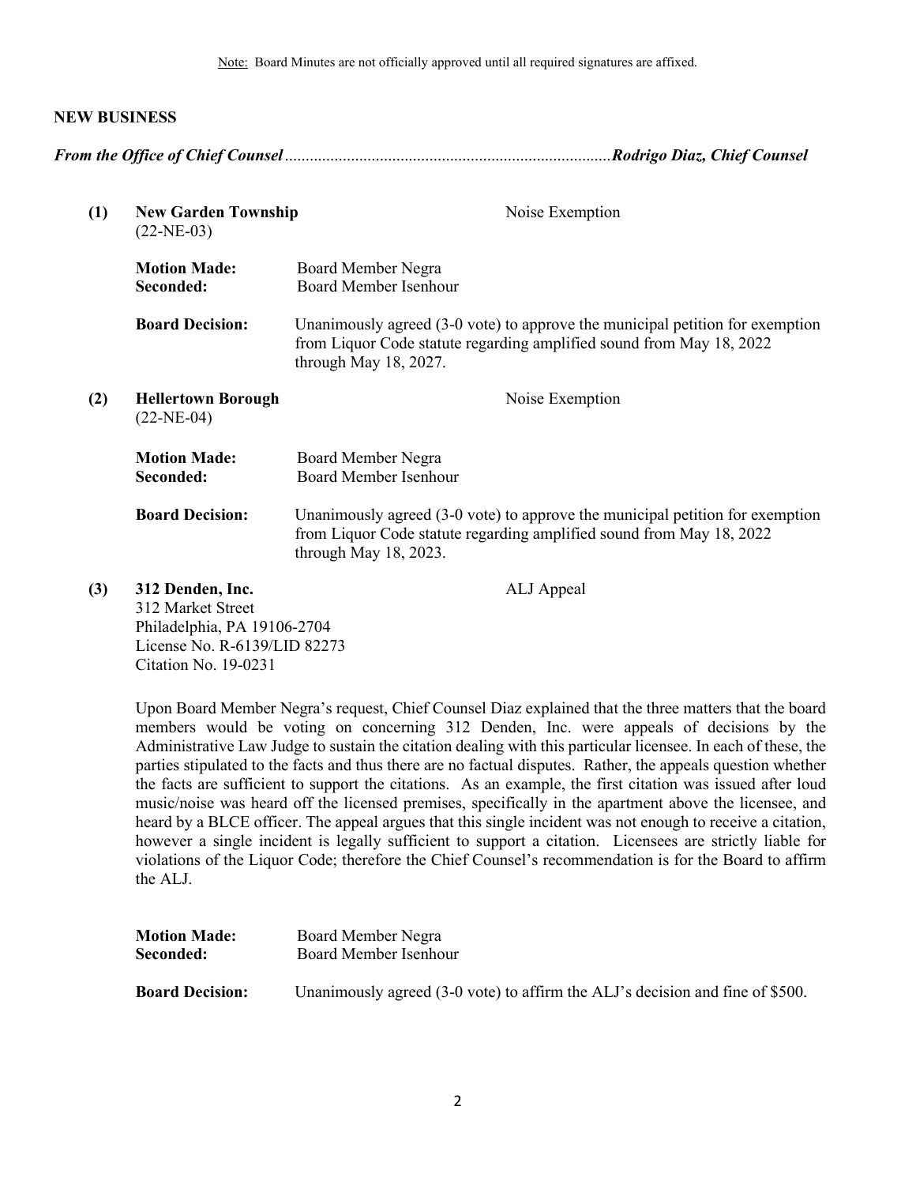Note: Board Minutes are not officially approved until all required signatures are affixed.

## NEW BUSINESS

***From the Office of Chief Counsel*** .............................................................................. ***Rodrigo Diaz, Chief Counsel***

**(1) New Garden Township** (22-NE-03) — Noise Exemption

**Motion Made:** Board Member Negra
**Seconded:** Board Member Isenhour

**Board Decision:** Unanimously agreed (3-0 vote) to approve the municipal petition for exemption from Liquor Code statute regarding amplified sound from May 18, 2022 through May 18, 2027.

**(2) Hellertown Borough** (22-NE-04) — Noise Exemption

**Motion Made:** Board Member Negra
**Seconded:** Board Member Isenhour

**Board Decision:** Unanimously agreed (3-0 vote) to approve the municipal petition for exemption from Liquor Code statute regarding amplified sound from May 18, 2022 through May 18, 2023.

**(3) 312 Denden, Inc.** — ALJ Appeal
312 Market Street
Philadelphia, PA 19106-2704
License No. R-6139/LID 82273
Citation No. 19-0231

Upon Board Member Negra's request, Chief Counsel Diaz explained that the three matters that the board members would be voting on concerning 312 Denden, Inc. were appeals of decisions by the Administrative Law Judge to sustain the citation dealing with this particular licensee. In each of these, the parties stipulated to the facts and thus there are no factual disputes. Rather, the appeals question whether the facts are sufficient to support the citations. As an example, the first citation was issued after loud music/noise was heard off the licensed premises, specifically in the apartment above the licensee, and heard by a BLCE officer. The appeal argues that this single incident was not enough to receive a citation, however a single incident is legally sufficient to support a citation. Licensees are strictly liable for violations of the Liquor Code; therefore the Chief Counsel's recommendation is for the Board to affirm the ALJ.

**Motion Made:** Board Member Negra
**Seconded:** Board Member Isenhour

**Board Decision:** Unanimously agreed (3-0 vote) to affirm the ALJ's decision and fine of $500.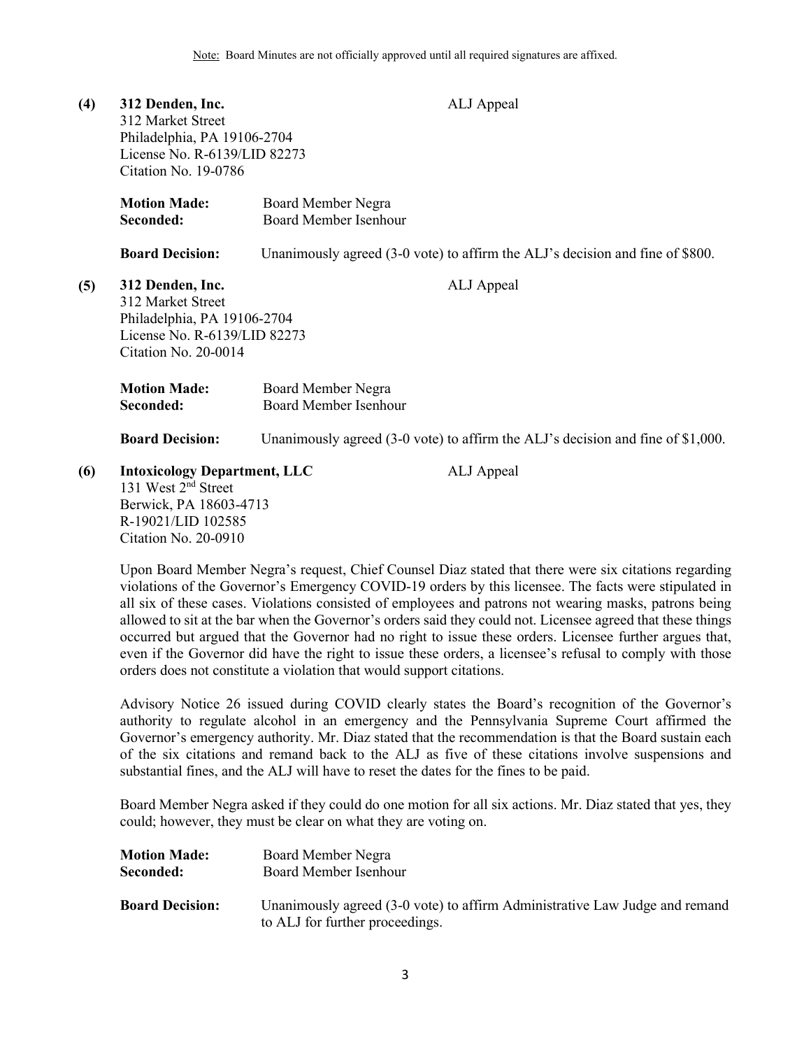Note: Board Minutes are not officially approved until all required signatures are affixed.

**(4) 312 Denden, Inc.** ALJ Appeal
312 Market Street
Philadelphia, PA 19106-2704
License No. R-6139/LID 82273
Citation No. 19-0786

**Motion Made:** Board Member Negra
**Seconded:** Board Member Isenhour

**Board Decision:** Unanimously agreed (3-0 vote) to affirm the ALJ's decision and fine of $800.

**(5) 312 Denden, Inc.** ALJ Appeal
312 Market Street
Philadelphia, PA 19106-2704
License No. R-6139/LID 82273
Citation No. 20-0014

**Motion Made:** Board Member Negra
**Seconded:** Board Member Isenhour

**Board Decision:** Unanimously agreed (3-0 vote) to affirm the ALJ's decision and fine of $1,000.

**(6) Intoxicology Department, LLC** ALJ Appeal
131 West 2nd Street
Berwick, PA 18603-4713
R-19021/LID 102585
Citation No. 20-0910

Upon Board Member Negra's request, Chief Counsel Diaz stated that there were six citations regarding violations of the Governor's Emergency COVID-19 orders by this licensee. The facts were stipulated in all six of these cases. Violations consisted of employees and patrons not wearing masks, patrons being allowed to sit at the bar when the Governor's orders said they could not. Licensee agreed that these things occurred but argued that the Governor had no right to issue these orders. Licensee further argues that, even if the Governor did have the right to issue these orders, a licensee's refusal to comply with those orders does not constitute a violation that would support citations.

Advisory Notice 26 issued during COVID clearly states the Board's recognition of the Governor's authority to regulate alcohol in an emergency and the Pennsylvania Supreme Court affirmed the Governor's emergency authority. Mr. Diaz stated that the recommendation is that the Board sustain each of the six citations and remand back to the ALJ as five of these citations involve suspensions and substantial fines, and the ALJ will have to reset the dates for the fines to be paid.

Board Member Negra asked if they could do one motion for all six actions. Mr. Diaz stated that yes, they could; however, they must be clear on what they are voting on.

**Motion Made:** Board Member Negra
**Seconded:** Board Member Isenhour

**Board Decision:** Unanimously agreed (3-0 vote) to affirm Administrative Law Judge and remand to ALJ for further proceedings.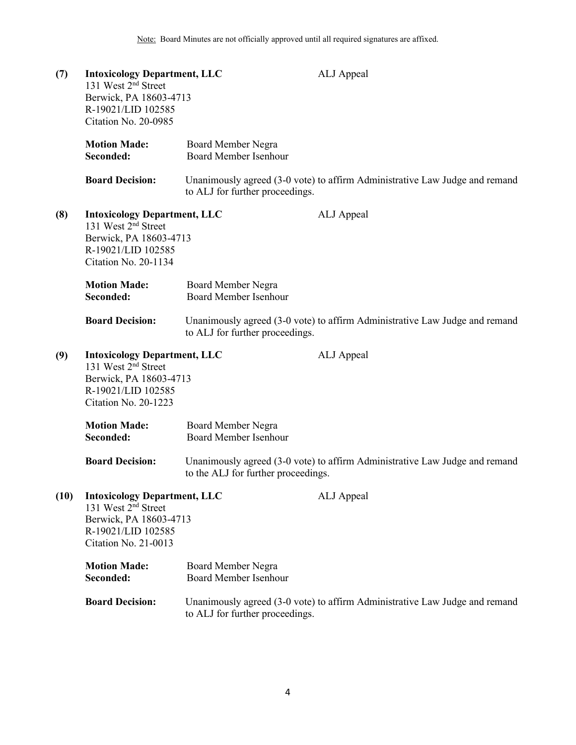Note: Board Minutes are not officially approved until all required signatures are affixed.

**(7) Intoxicology Department, LLC** ALJ Appeal
131 West 2nd Street
Berwick, PA 18603-4713
R-19021/LID 102585
Citation No. 20-0985

**Motion Made:** Board Member Negra
**Seconded:** Board Member Isenhour

**Board Decision:** Unanimously agreed (3-0 vote) to affirm Administrative Law Judge and remand to ALJ for further proceedings.

**(8) Intoxicology Department, LLC** ALJ Appeal
131 West 2nd Street
Berwick, PA 18603-4713
R-19021/LID 102585
Citation No. 20-1134

**Motion Made:** Board Member Negra
**Seconded:** Board Member Isenhour

**Board Decision:** Unanimously agreed (3-0 vote) to affirm Administrative Law Judge and remand to ALJ for further proceedings.

**(9) Intoxicology Department, LLC** ALJ Appeal
131 West 2nd Street
Berwick, PA 18603-4713
R-19021/LID 102585
Citation No. 20-1223

**Motion Made:** Board Member Negra
**Seconded:** Board Member Isenhour

**Board Decision:** Unanimously agreed (3-0 vote) to affirm Administrative Law Judge and remand to the ALJ for further proceedings.

**(10) Intoxicology Department, LLC** ALJ Appeal
131 West 2nd Street
Berwick, PA 18603-4713
R-19021/LID 102585
Citation No. 21-0013

**Motion Made:** Board Member Negra
**Seconded:** Board Member Isenhour

**Board Decision:** Unanimously agreed (3-0 vote) to affirm Administrative Law Judge and remand to ALJ for further proceedings.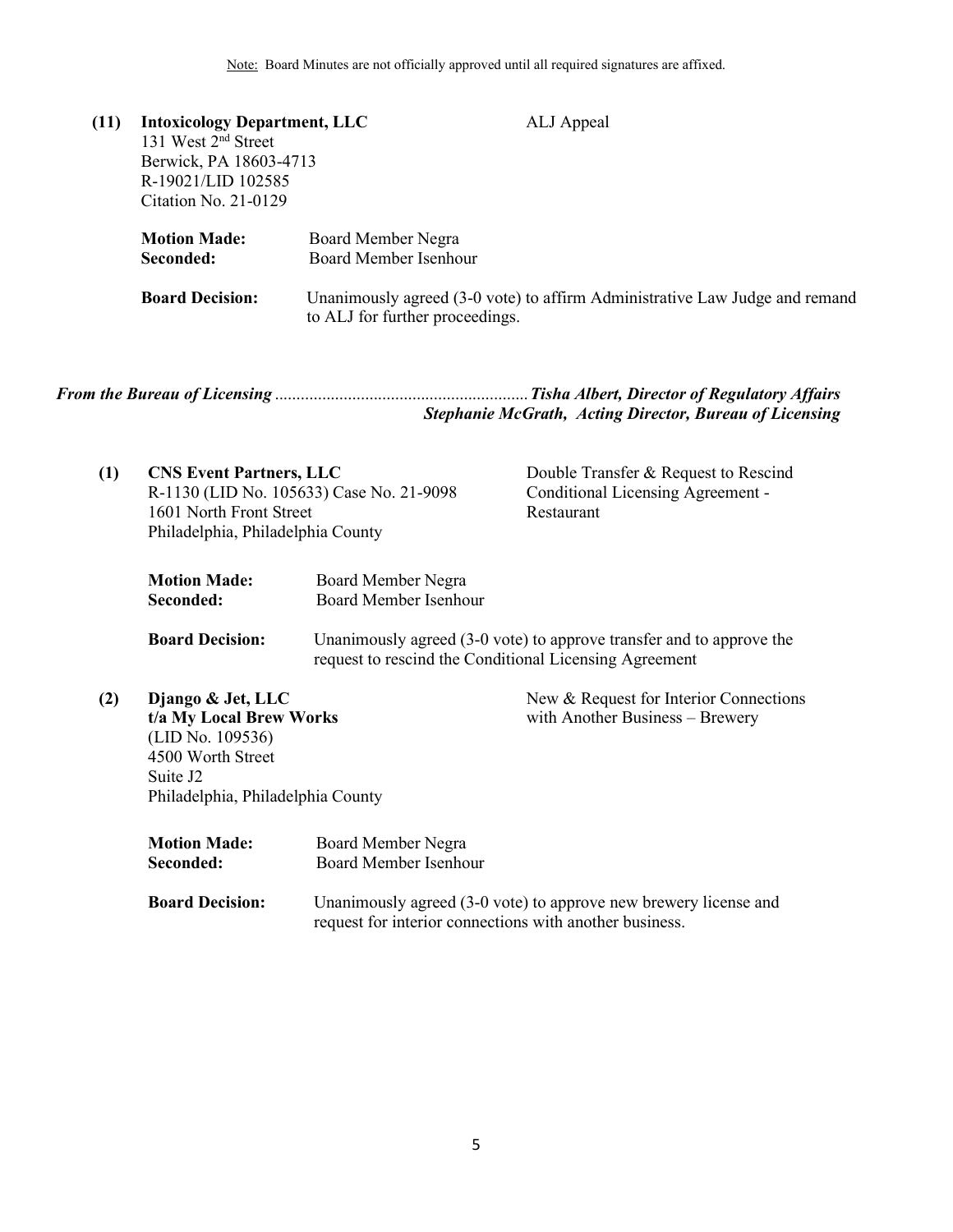Note: Board Minutes are not officially approved until all required signatures are affixed.

**(11) Intoxicology Department, LLC** ALJ Appeal
131 West 2nd Street
Berwick, PA 18603-4713
R-19021/LID 102585
Citation No. 21-0129

**Motion Made:** Board Member Negra
**Seconded:** Board Member Isenhour

**Board Decision:** Unanimously agreed (3-0 vote) to affirm Administrative Law Judge and remand to ALJ for further proceedings.

***From the Bureau of Licensing*** .......................................................... ***Tisha Albert, Director of Regulatory Affairs***
***Stephanie McGrath, Acting Director, Bureau of Licensing***

**(1) CNS Event Partners, LLC** Double Transfer & Request to Rescind Conditional Licensing Agreement - Restaurant
R-1130 (LID No. 105633) Case No. 21-9098
1601 North Front Street
Philadelphia, Philadelphia County

**Motion Made:** Board Member Negra
**Seconded:** Board Member Isenhour

**Board Decision:** Unanimously agreed (3-0 vote) to approve transfer and to approve the request to rescind the Conditional Licensing Agreement

**(2) Django & Jet, LLC**
**t/a My Local Brew Works** New & Request for Interior Connections with Another Business – Brewery
(LID No. 109536)
4500 Worth Street
Suite J2
Philadelphia, Philadelphia County

**Motion Made:** Board Member Negra
**Seconded:** Board Member Isenhour

**Board Decision:** Unanimously agreed (3-0 vote) to approve new brewery license and request for interior connections with another business.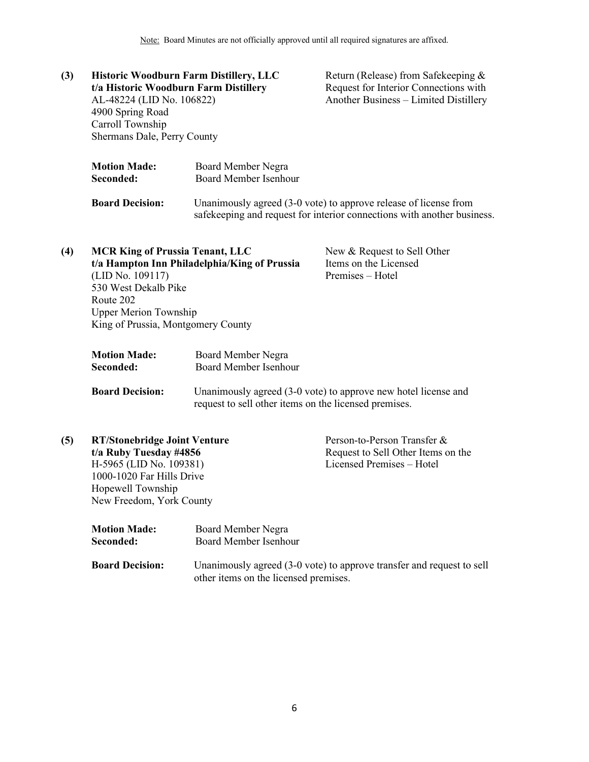Note: Board Minutes are not officially approved until all required signatures are affixed.

**(3) Historic Woodburn Farm Distillery, LLC**
**t/a Historic Woodburn Farm Distillery**
AL-48224 (LID No. 106822)
4900 Spring Road
Carroll Township
Shermans Dale, Perry County

Return (Release) from Safekeeping & Request for Interior Connections with Another Business – Limited Distillery

**Motion Made:** Board Member Negra
**Seconded:** Board Member Isenhour

**Board Decision:** Unanimously agreed (3-0 vote) to approve release of license from safekeeping and request for interior connections with another business.

**(4) MCR King of Prussia Tenant, LLC**
**t/a Hampton Inn Philadelphia/King of Prussia**
(LID No. 109117)
530 West Dekalb Pike
Route 202
Upper Merion Township
King of Prussia, Montgomery County

New & Request to Sell Other Items on the Licensed Premises – Hotel

**Motion Made:** Board Member Negra
**Seconded:** Board Member Isenhour

**Board Decision:** Unanimously agreed (3-0 vote) to approve new hotel license and request to sell other items on the licensed premises.

**(5) RT/Stonebridge Joint Venture**
**t/a Ruby Tuesday #4856**
H-5965 (LID No. 109381)
1000-1020 Far Hills Drive
Hopewell Township
New Freedom, York County

Person-to-Person Transfer & Request to Sell Other Items on the Licensed Premises – Hotel

**Motion Made:** Board Member Negra
**Seconded:** Board Member Isenhour

**Board Decision:** Unanimously agreed (3-0 vote) to approve transfer and request to sell other items on the licensed premises.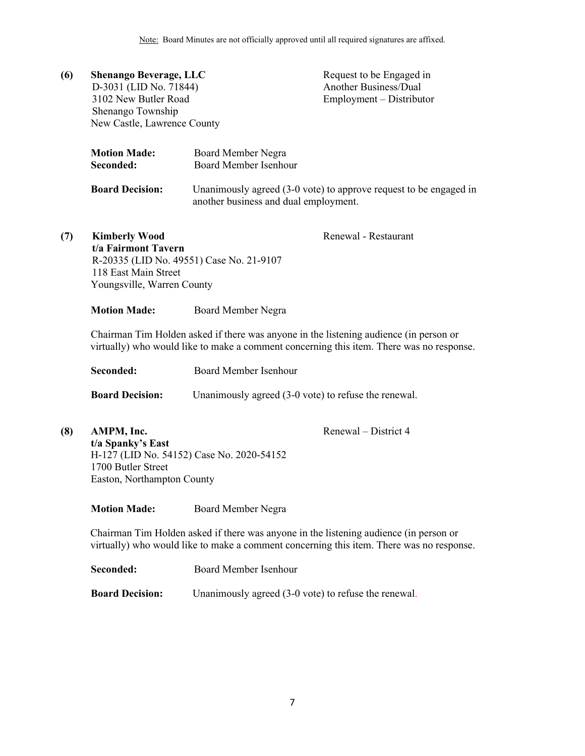Note: Board Minutes are not officially approved until all required signatures are affixed.

**(6) Shenango Beverage, LLC**
D-3031 (LID No. 71844)
3102 New Butler Road
Shenango Township
New Castle, Lawrence County

Request to be Engaged in Another Business/Dual Employment – Distributor

**Motion Made:** Board Member Negra
**Seconded:** Board Member Isenhour

**Board Decision:** Unanimously agreed (3-0 vote) to approve request to be engaged in another business and dual employment.

**(7) Kimberly Wood**
**t/a Fairmont Tavern**
R-20335 (LID No. 49551) Case No. 21-9107
118 East Main Street
Youngsville, Warren County

Renewal - Restaurant

**Motion Made:** Board Member Negra

Chairman Tim Holden asked if there was anyone in the listening audience (in person or virtually) who would like to make a comment concerning this item. There was no response.

**Seconded:** Board Member Isenhour

**Board Decision:** Unanimously agreed (3-0 vote) to refuse the renewal.

**(8) AMPM, Inc.**
**t/a Spanky's East**
H-127 (LID No. 54152) Case No. 2020-54152
1700 Butler Street
Easton, Northampton County

Renewal – District 4

**Motion Made:** Board Member Negra

Chairman Tim Holden asked if there was anyone in the listening audience (in person or virtually) who would like to make a comment concerning this item. There was no response.

**Seconded:** Board Member Isenhour

**Board Decision:** Unanimously agreed (3-0 vote) to refuse the renewal.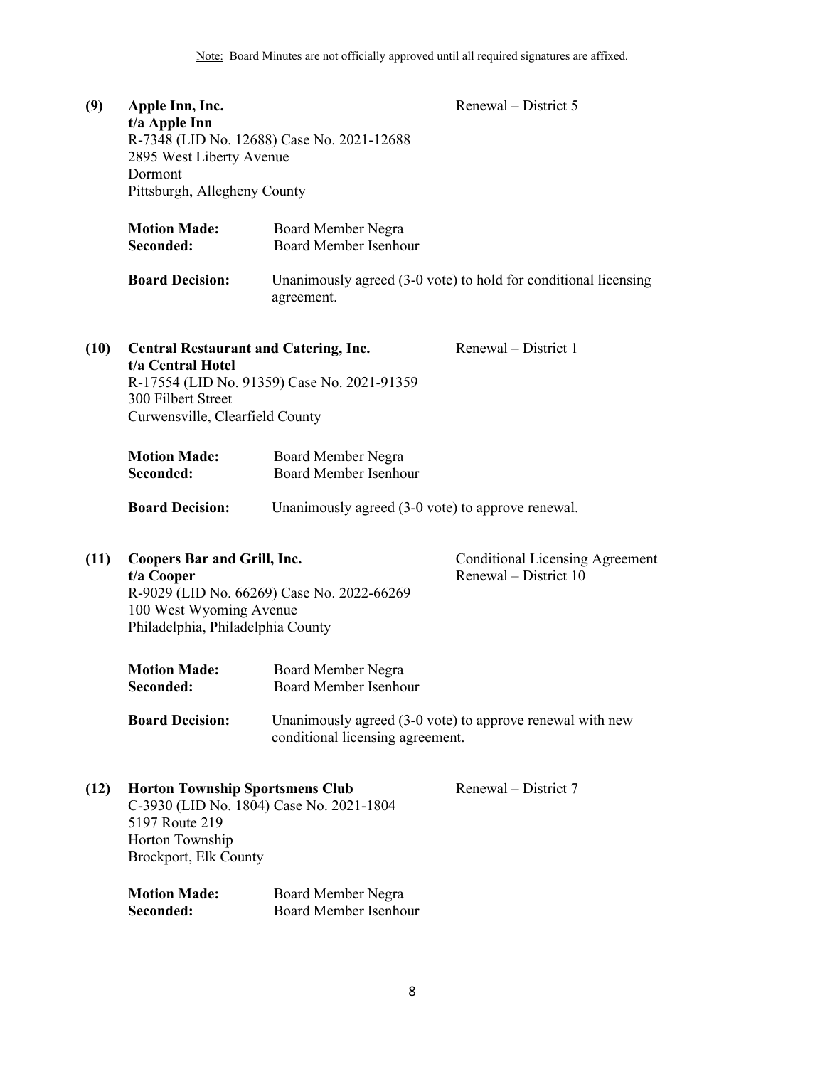Note: Board Minutes are not officially approved until all required signatures are affixed.

**(9) Apple Inn, Inc.** Renewal – District 5
**t/a Apple Inn**
R-7348 (LID No. 12688) Case No. 2021-12688
2895 West Liberty Avenue
Dormont
Pittsburgh, Allegheny County

**Motion Made:** Board Member Negra
**Seconded:** Board Member Isenhour

**Board Decision:** Unanimously agreed (3-0 vote) to hold for conditional licensing agreement.

**(10) Central Restaurant and Catering, Inc.** Renewal – District 1
**t/a Central Hotel**
R-17554 (LID No. 91359) Case No. 2021-91359
300 Filbert Street
Curwensville, Clearfield County

**Motion Made:** Board Member Negra
**Seconded:** Board Member Isenhour

**Board Decision:** Unanimously agreed (3-0 vote) to approve renewal.

**(11) Coopers Bar and Grill, Inc.** Conditional Licensing Agreement Renewal – District 10
**t/a Cooper**
R-9029 (LID No. 66269) Case No. 2022-66269
100 West Wyoming Avenue
Philadelphia, Philadelphia County

**Motion Made:** Board Member Negra
**Seconded:** Board Member Isenhour

**Board Decision:** Unanimously agreed (3-0 vote) to approve renewal with new conditional licensing agreement.

**(12) Horton Township Sportsmens Club** Renewal – District 7
C-3930 (LID No. 1804) Case No. 2021-1804
5197 Route 219
Horton Township
Brockport, Elk County

**Motion Made:** Board Member Negra
**Seconded:** Board Member Isenhour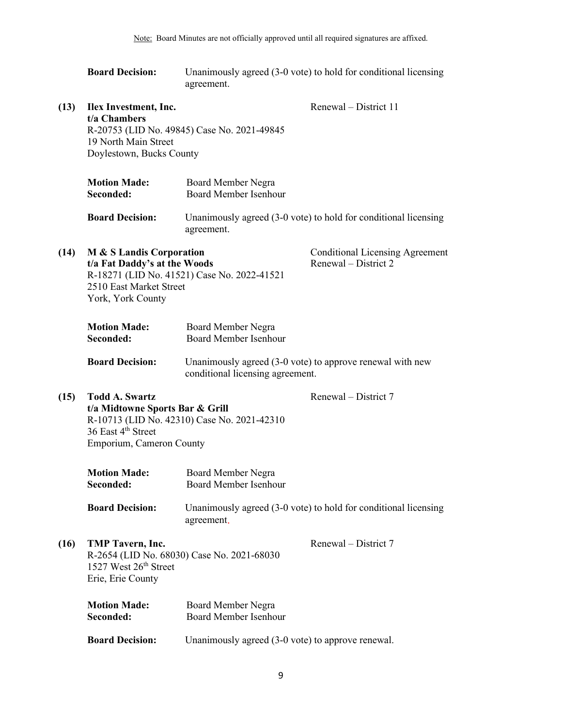**Board Decision:** Unanimously agreed (3-0 vote) to hold for conditional licensing agreement.

**(13) Ilex Investment, Inc.** Renewal – District 11
**t/a Chambers**
R-20753 (LID No. 49845) Case No. 2021-49845
19 North Main Street
Doylestown, Bucks County

**Motion Made:** Board Member Negra
**Seconded:** Board Member Isenhour

**Board Decision:** Unanimously agreed (3-0 vote) to hold for conditional licensing agreement.

**(14) M & S Landis Corporation** Conditional Licensing Agreement
**t/a Fat Daddy's at the Woods** Renewal – District 2
R-18271 (LID No. 41521) Case No. 2022-41521
2510 East Market Street
York, York County

**Motion Made:** Board Member Negra
**Seconded:** Board Member Isenhour

**Board Decision:** Unanimously agreed (3-0 vote) to approve renewal with new conditional licensing agreement.

**(15) Todd A. Swartz** Renewal – District 7
**t/a Midtowne Sports Bar & Grill**
R-10713 (LID No. 42310) Case No. 2021-42310
36 East 4th Street
Emporium, Cameron County

**Motion Made:** Board Member Negra
**Seconded:** Board Member Isenhour

**Board Decision:** Unanimously agreed (3-0 vote) to hold for conditional licensing agreement.

**(16) TMP Tavern, Inc.** Renewal – District 7
R-2654 (LID No. 68030) Case No. 2021-68030
1527 West 26th Street
Erie, Erie County

**Motion Made:** Board Member Negra
**Seconded:** Board Member Isenhour

**Board Decision:** Unanimously agreed (3-0 vote) to approve renewal.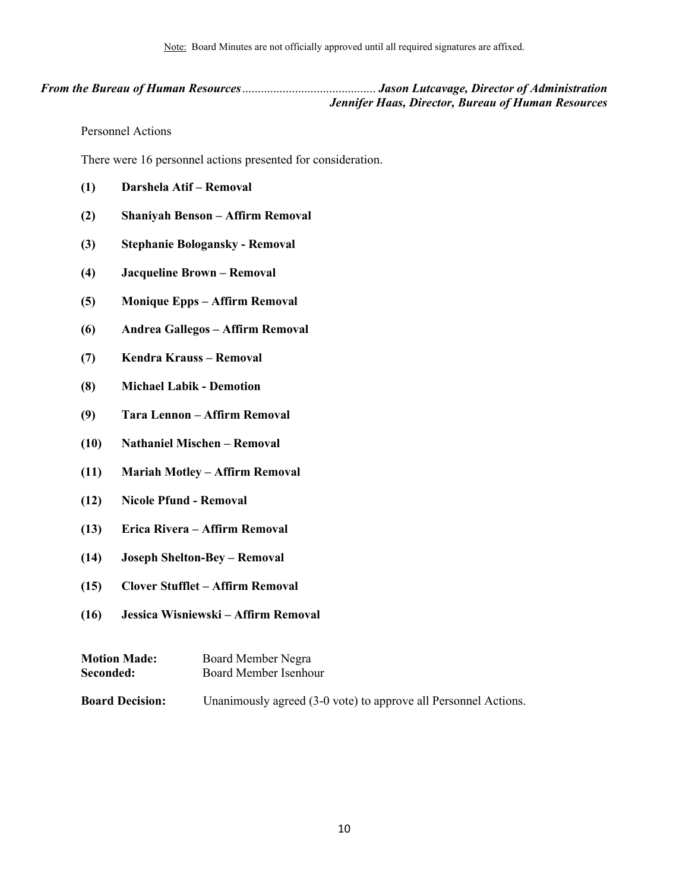Note: Board Minutes are not officially approved until all required signatures are affixed.

***From the Bureau of Human Resources*** ........................................... ***Jason Lutcavage, Director of Administration***
***Jennifer Haas, Director, Bureau of Human Resources***

Personnel Actions

There were 16 personnel actions presented for consideration.

**(1) Darshela Atif – Removal**

**(2) Shaniyah Benson – Affirm Removal**

**(3) Stephanie Bologansky - Removal**

**(4) Jacqueline Brown – Removal**

**(5) Monique Epps – Affirm Removal**

**(6) Andrea Gallegos – Affirm Removal**

**(7) Kendra Krauss – Removal**

**(8) Michael Labik - Demotion**

**(9) Tara Lennon – Affirm Removal**

**(10) Nathaniel Mischen – Removal**

**(11) Mariah Motley – Affirm Removal**

**(12) Nicole Pfund - Removal**

**(13) Erica Rivera – Affirm Removal**

**(14) Joseph Shelton-Bey – Removal**

**(15) Clover Stufflet – Affirm Removal**

**(16) Jessica Wisniewski – Affirm Removal**

**Motion Made:** Board Member Negra
**Seconded:** Board Member Isenhour

**Board Decision:** Unanimously agreed (3-0 vote) to approve all Personnel Actions.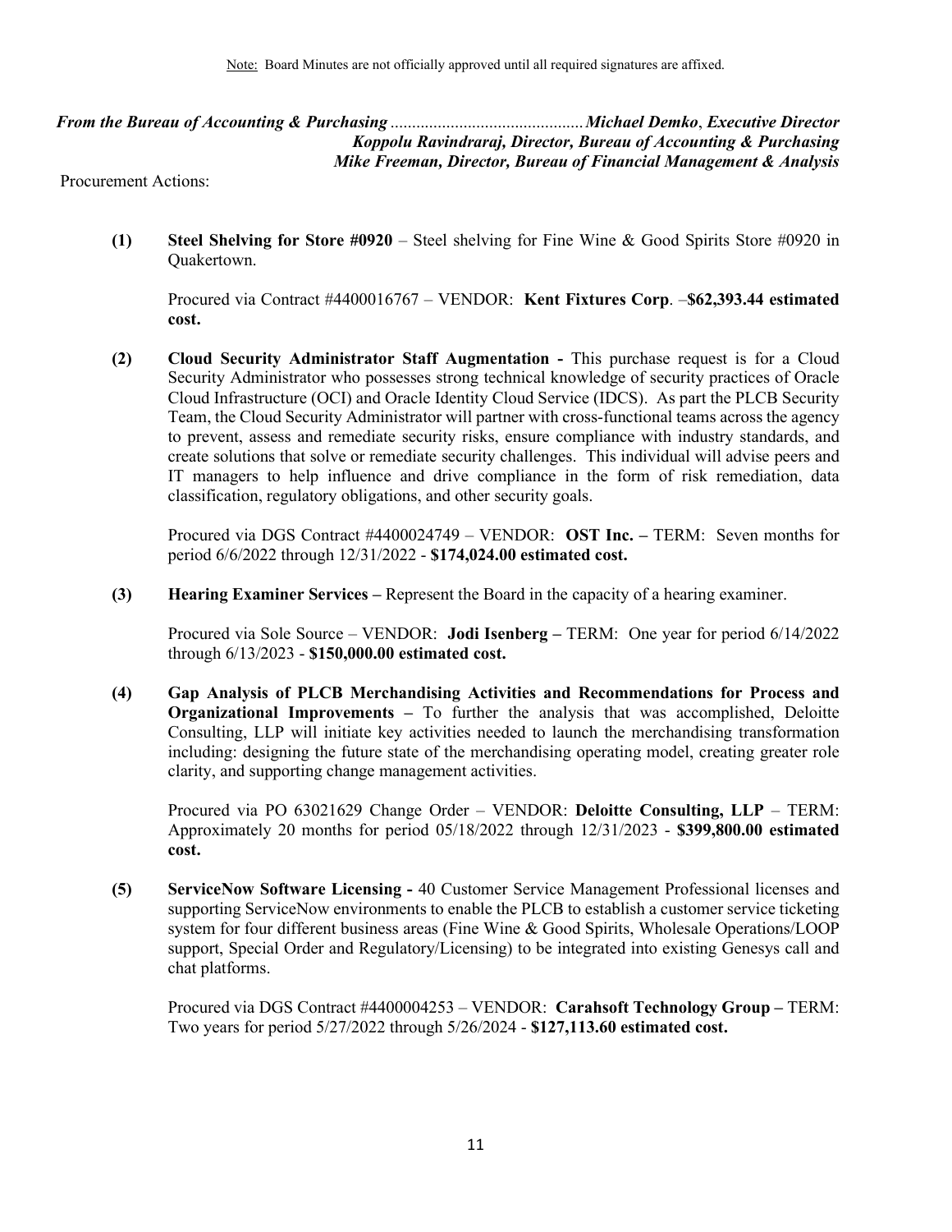Note: Board Minutes are not officially approved until all required signatures are affixed.

***From the Bureau of Accounting & Purchasing*** ............................................ ***Michael Demko*, *Executive Director***
***Koppolu Ravindraraj, Director, Bureau of Accounting & Purchasing***
***Mike Freeman, Director, Bureau of Financial Management & Analysis***

Procurement Actions:

**(1)** **Steel Shelving for Store #0920** – Steel shelving for Fine Wine & Good Spirits Store #0920 in Quakertown.

Procured via Contract #4400016767 – VENDOR: **Kent Fixtures Corp**. –**$62,393.44 estimated cost.**

**(2)** **Cloud Security Administrator Staff Augmentation -** This purchase request is for a Cloud Security Administrator who possesses strong technical knowledge of security practices of Oracle Cloud Infrastructure (OCI) and Oracle Identity Cloud Service (IDCS). As part the PLCB Security Team, the Cloud Security Administrator will partner with cross-functional teams across the agency to prevent, assess and remediate security risks, ensure compliance with industry standards, and create solutions that solve or remediate security challenges. This individual will advise peers and IT managers to help influence and drive compliance in the form of risk remediation, data classification, regulatory obligations, and other security goals.

Procured via DGS Contract #4400024749 – VENDOR: **OST Inc. –** TERM: Seven months for period 6/6/2022 through 12/31/2022 - **$174,024.00 estimated cost.**

**(3)** **Hearing Examiner Services –** Represent the Board in the capacity of a hearing examiner.

Procured via Sole Source – VENDOR: **Jodi Isenberg –** TERM: One year for period 6/14/2022 through 6/13/2023 - **$150,000.00 estimated cost.**

**(4)** **Gap Analysis of PLCB Merchandising Activities and Recommendations for Process and Organizational Improvements –** To further the analysis that was accomplished, Deloitte Consulting, LLP will initiate key activities needed to launch the merchandising transformation including: designing the future state of the merchandising operating model, creating greater role clarity, and supporting change management activities.

Procured via PO 63021629 Change Order – VENDOR: **Deloitte Consulting, LLP** – TERM: Approximately 20 months for period 05/18/2022 through 12/31/2023 - **$399,800.00 estimated cost.**

**(5)** **ServiceNow Software Licensing -** 40 Customer Service Management Professional licenses and supporting ServiceNow environments to enable the PLCB to establish a customer service ticketing system for four different business areas (Fine Wine & Good Spirits, Wholesale Operations/LOOP support, Special Order and Regulatory/Licensing) to be integrated into existing Genesys call and chat platforms.

Procured via DGS Contract #4400004253 – VENDOR: **Carahsoft Technology Group –** TERM: Two years for period 5/27/2022 through 5/26/2024 - **$127,113.60 estimated cost.**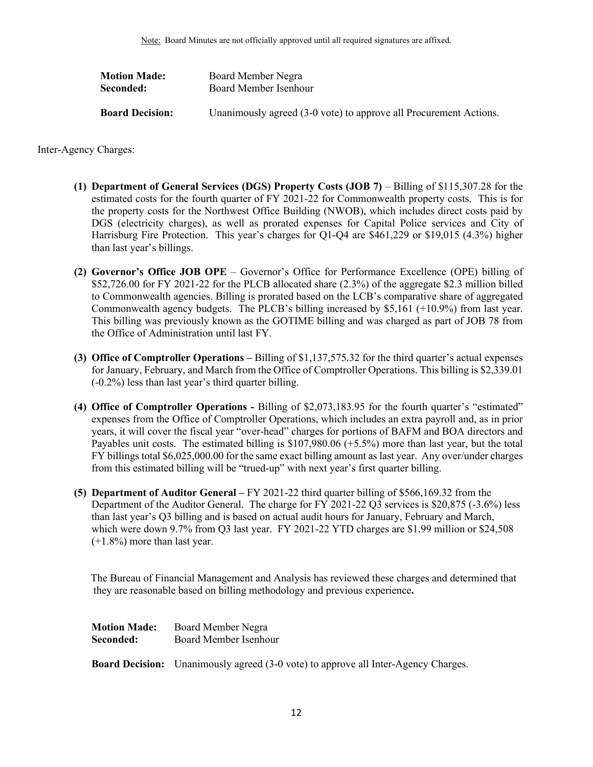Note: Board Minutes are not officially approved until all required signatures are affixed.

**Motion Made:** Board Member Negra
**Seconded:** Board Member Isenhour

**Board Decision:** Unanimously agreed (3-0 vote) to approve all Procurement Actions.

Inter-Agency Charges:

**(1) Department of General Services (DGS) Property Costs (JOB 7)** – Billing of $115,307.28 for the estimated costs for the fourth quarter of FY 2021-22 for Commonwealth property costs. This is for the property costs for the Northwest Office Building (NWOB), which includes direct costs paid by DGS (electricity charges), as well as prorated expenses for Capital Police services and City of Harrisburg Fire Protection. This year's charges for Q1-Q4 are $461,229 or $19,015 (4.3%) higher than last year's billings.

**(2) Governor's Office JOB OPE** – Governor's Office for Performance Excellence (OPE) billing of $52,726.00 for FY 2021-22 for the PLCB allocated share (2.3%) of the aggregate $2.3 million billed to Commonwealth agencies. Billing is prorated based on the LCB's comparative share of aggregated Commonwealth agency budgets. The PLCB's billing increased by $5,161 (+10.9%) from last year. This billing was previously known as the GOTIME billing and was charged as part of JOB 78 from the Office of Administration until last FY.

**(3) Office of Comptroller Operations –** Billing of $1,137,575.32 for the third quarter's actual expenses for January, February, and March from the Office of Comptroller Operations. This billing is $2,339.01 (-0.2%) less than last year's third quarter billing.

**(4) Office of Comptroller Operations -** Billing of $2,073,183.95 for the fourth quarter's "estimated" expenses from the Office of Comptroller Operations, which includes an extra payroll and, as in prior years, it will cover the fiscal year "over-head" charges for portions of BAFM and BOA directors and Payables unit costs. The estimated billing is $107,980.06 (+5.5%) more than last year, but the total FY billings total $6,025,000.00 for the same exact billing amount as last year. Any over/under charges from this estimated billing will be "trued-up" with next year's first quarter billing.

**(5) Department of Auditor General –** FY 2021-22 third quarter billing of $566,169.32 from the Department of the Auditor General. The charge for FY 2021-22 Q3 services is $20,875 (-3.6%) less than last year's Q3 billing and is based on actual audit hours for January, February and March, which were down 9.7% from Q3 last year. FY 2021-22 YTD charges are $1.99 million or $24,508 (+1.8%) more than last year.

The Bureau of Financial Management and Analysis has reviewed these charges and determined that they are reasonable based on billing methodology and previous experience**.**

**Motion Made:** Board Member Negra
**Seconded:** Board Member Isenhour

**Board Decision:** Unanimously agreed (3-0 vote) to approve all Inter-Agency Charges.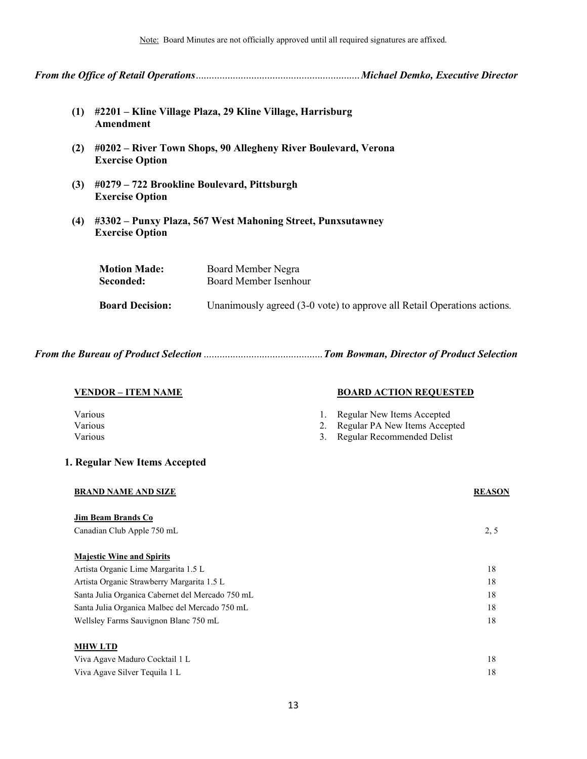Note: Board Minutes are not officially approved until all required signatures are affixed.

***From the Office of Retail Operations*****............................................................*****Michael Demko, Executive Director***

**(1) #2201 – Kline Village Plaza, 29 Kline Village, Harrisburg**
**Amendment**

**(2) #0202 – River Town Shops, 90 Allegheny River Boulevard, Verona**
**Exercise Option**

**(3) #0279 – 722 Brookline Boulevard, Pittsburgh**
**Exercise Option**

**(4) #3302 – Punxy Plaza, 567 West Mahoning Street, Punxsutawney**
**Exercise Option**

| | |
|---|---|
| **Motion Made:** | Board Member Negra |
| **Seconded:** | Board Member Isenhour |
| **Board Decision:** | Unanimously agreed (3-0 vote) to approve all Retail Operations actions. |

***From the Bureau of Product Selection*** ............................................***Tom Bowman, Director of Product Selection***

| VENDOR – ITEM NAME | BOARD ACTION REQUESTED |
|---|---|
| Various | 1. Regular New Items Accepted |
| Various | 2. Regular PA New Items Accepted |
| Various | 3. Regular Recommended Delist |

**1. Regular New Items Accepted**

| BRAND NAME AND SIZE | REASON |
|---|---|
| **Jim Beam Brands Co** | |
| Canadian Club Apple 750 mL | 2, 5 |
| **Majestic Wine and Spirits** | |
| Artista Organic Lime Margarita 1.5 L | 18 |
| Artista Organic Strawberry Margarita 1.5 L | 18 |
| Santa Julia Organica Cabernet del Mercado 750 mL | 18 |
| Santa Julia Organica Malbec del Mercado 750 mL | 18 |
| Wellsley Farms Sauvignon Blanc 750 mL | 18 |
| **MHW LTD** | |
| Viva Agave Maduro Cocktail 1 L | 18 |
| Viva Agave Silver Tequila 1 L | 18 |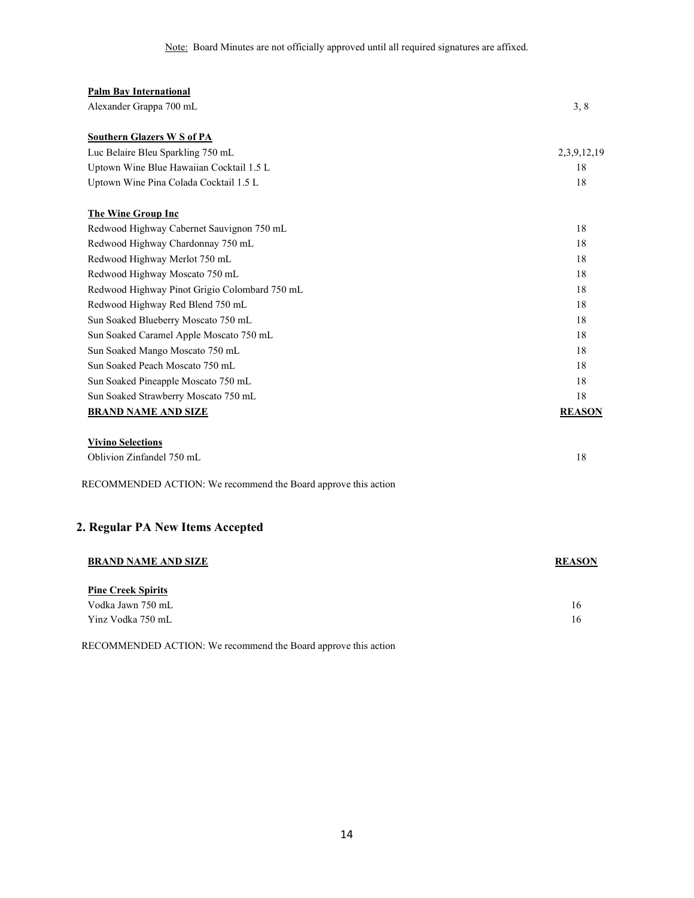Note: Board Minutes are not officially approved until all required signatures are affixed.

| BRAND NAME AND SIZE | REASON |
|---|---|
| **Palm Bay International** | |
| Alexander Grappa 700 mL | 3, 8 |
| **Southern Glazers W S of PA** | |
| Luc Belaire Bleu Sparkling 750 mL | 2,3,9,12,19 |
| Uptown Wine Blue Hawaiian Cocktail 1.5 L | 18 |
| Uptown Wine Pina Colada Cocktail 1.5 L | 18 |
| **The Wine Group Inc** | |
| Redwood Highway Cabernet Sauvignon 750 mL | 18 |
| Redwood Highway Chardonnay 750 mL | 18 |
| Redwood Highway Merlot 750 mL | 18 |
| Redwood Highway Moscato 750 mL | 18 |
| Redwood Highway Pinot Grigio Colombard 750 mL | 18 |
| Redwood Highway Red Blend 750 mL | 18 |
| Sun Soaked Blueberry Moscato 750 mL | 18 |
| Sun Soaked Caramel Apple Moscato 750 mL | 18 |
| Sun Soaked Mango Moscato 750 mL | 18 |
| Sun Soaked Peach Moscato 750 mL | 18 |
| Sun Soaked Pineapple Moscato 750 mL | 18 |
| Sun Soaked Strawberry Moscato 750 mL | 18 |
| **BRAND NAME AND SIZE** | **REASON** |
| **Vivino Selections** | |
| Oblivion Zinfandel 750 mL | 18 |

RECOMMENDED ACTION: We recommend the Board approve this action

## 2. Regular PA New Items Accepted

| BRAND NAME AND SIZE | REASON |
|---|---|
| **Pine Creek Spirits** | |
| Vodka Jawn 750 mL | 16 |
| Yinz Vodka 750 mL | 16 |

RECOMMENDED ACTION: We recommend the Board approve this action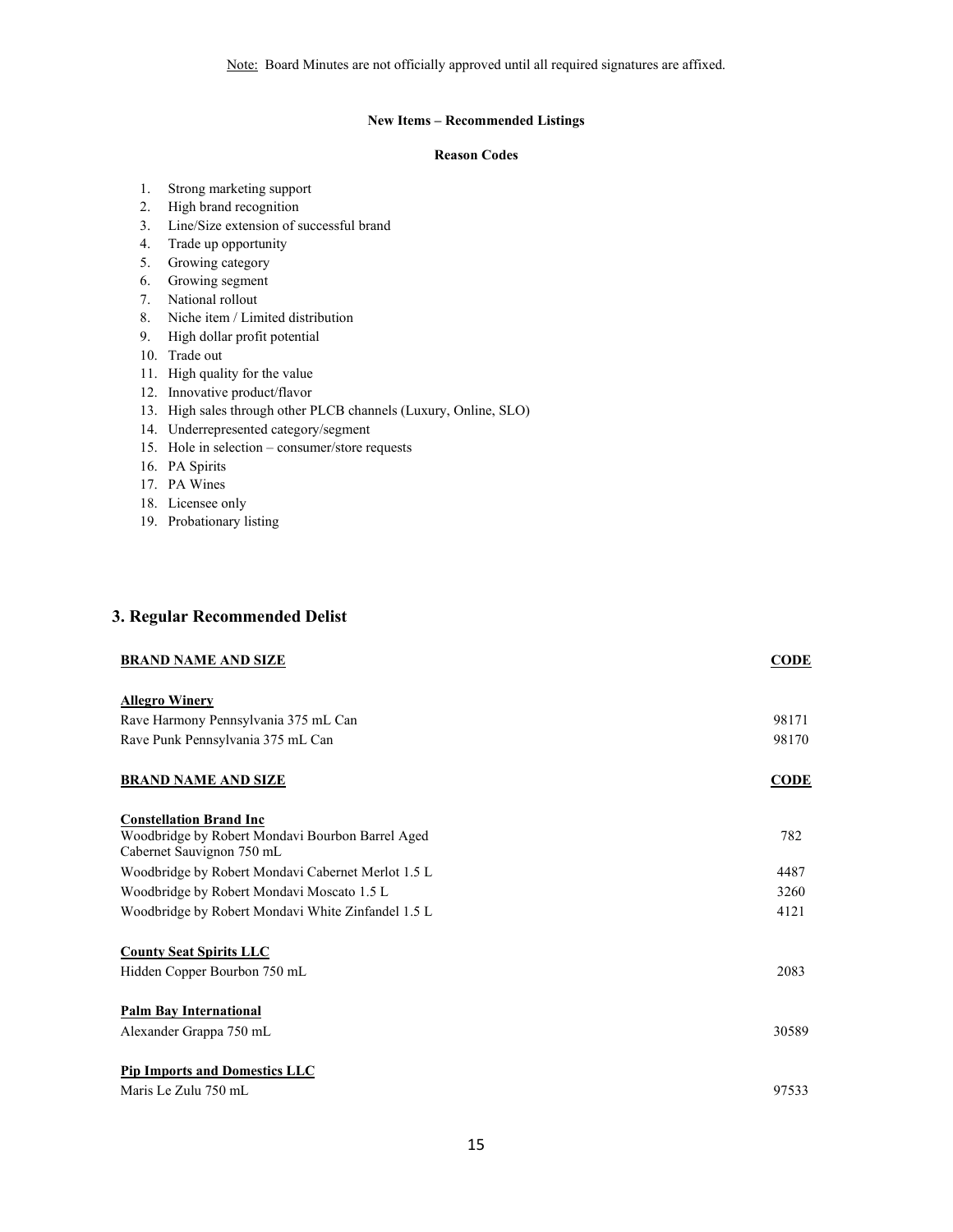Note: Board Minutes are not officially approved until all required signatures are affixed.

**New Items – Recommended Listings**

**Reason Codes**

1. Strong marketing support
2. High brand recognition
3. Line/Size extension of successful brand
4. Trade up opportunity
5. Growing category
6. Growing segment
7. National rollout
8. Niche item / Limited distribution
9. High dollar profit potential
10. Trade out
11. High quality for the value
12. Innovative product/flavor
13. High sales through other PLCB channels (Luxury, Online, SLO)
14. Underrepresented category/segment
15. Hole in selection – consumer/store requests
16. PA Spirits
17. PA Wines
18. Licensee only
19. Probationary listing

## 3. Regular Recommended Delist

| BRAND NAME AND SIZE | CODE |
|---|---|
| **Allegro Winery** | |
| Rave Harmony Pennsylvania 375 mL Can | 98171 |
| Rave Punk Pennsylvania 375 mL Can | 98170 |

| BRAND NAME AND SIZE | CODE |
|---|---|
| **Constellation Brand Inc** | |
| Woodbridge by Robert Mondavi Bourbon Barrel Aged Cabernet Sauvignon 750 mL | 782 |
| Woodbridge by Robert Mondavi Cabernet Merlot 1.5 L | 4487 |
| Woodbridge by Robert Mondavi Moscato 1.5 L | 3260 |
| Woodbridge by Robert Mondavi White Zinfandel 1.5 L | 4121 |
| **County Seat Spirits LLC** | |
| Hidden Copper Bourbon 750 mL | 2083 |
| **Palm Bay International** | |
| Alexander Grappa 750 mL | 30589 |
| **Pip Imports and Domestics LLC** | |
| Maris Le Zulu 750 mL | 97533 |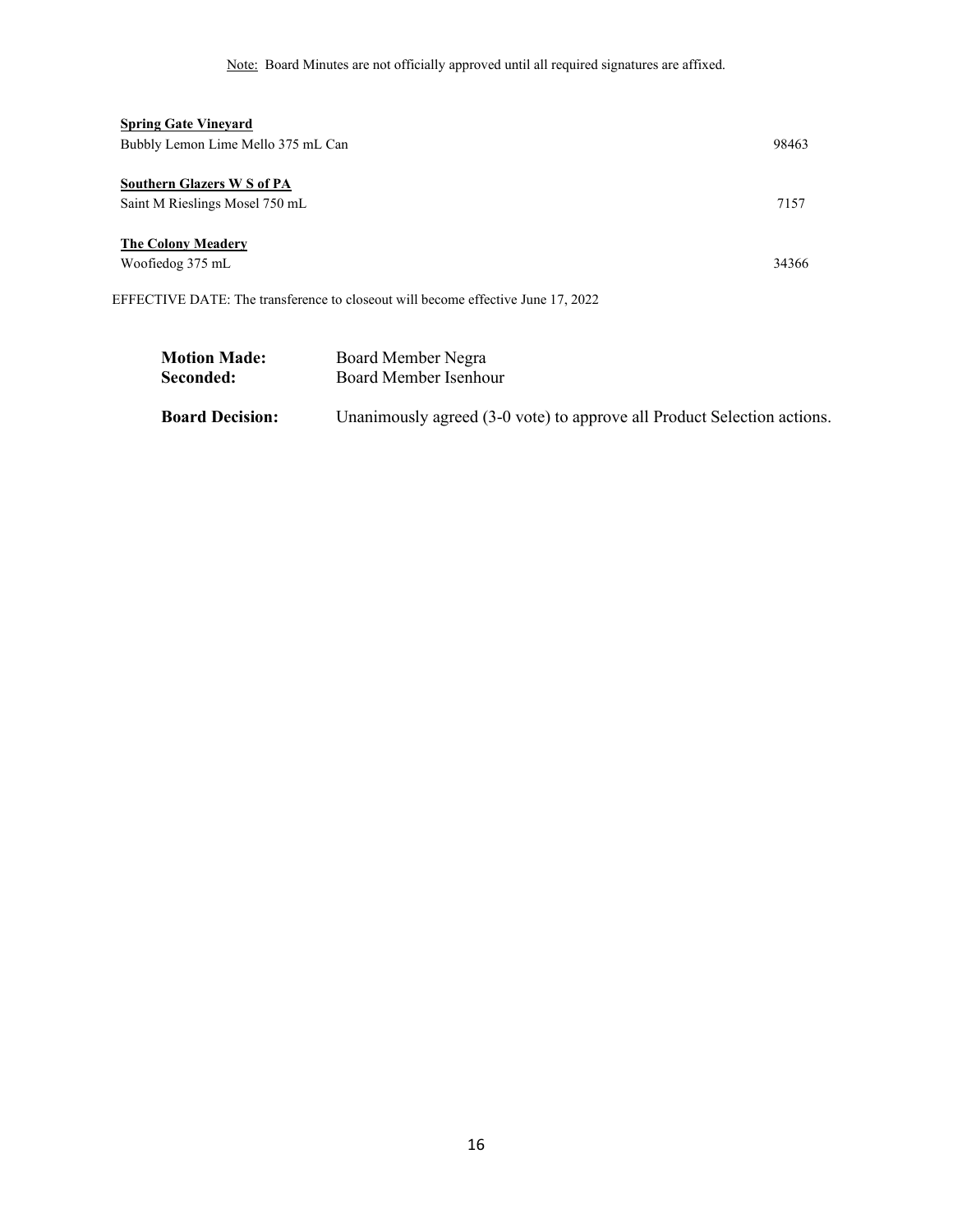Note: Board Minutes are not officially approved until all required signatures are affixed.

**Spring Gate Vineyard**

| | |
|---|---|
| Bubbly Lemon Lime Mello 375 mL Can | 98463 |

**Southern Glazers W S of PA**

| | |
|---|---|
| Saint M Rieslings Mosel 750 mL | 7157 |

**The Colony Meadery**

| | |
|---|---|
| Woofiedog 375 mL | 34366 |

EFFECTIVE DATE: The transference to closeout will become effective June 17, 2022

**Motion Made:** Board Member Negra
**Seconded:** Board Member Isenhour

**Board Decision:** Unanimously agreed (3-0 vote) to approve all Product Selection actions.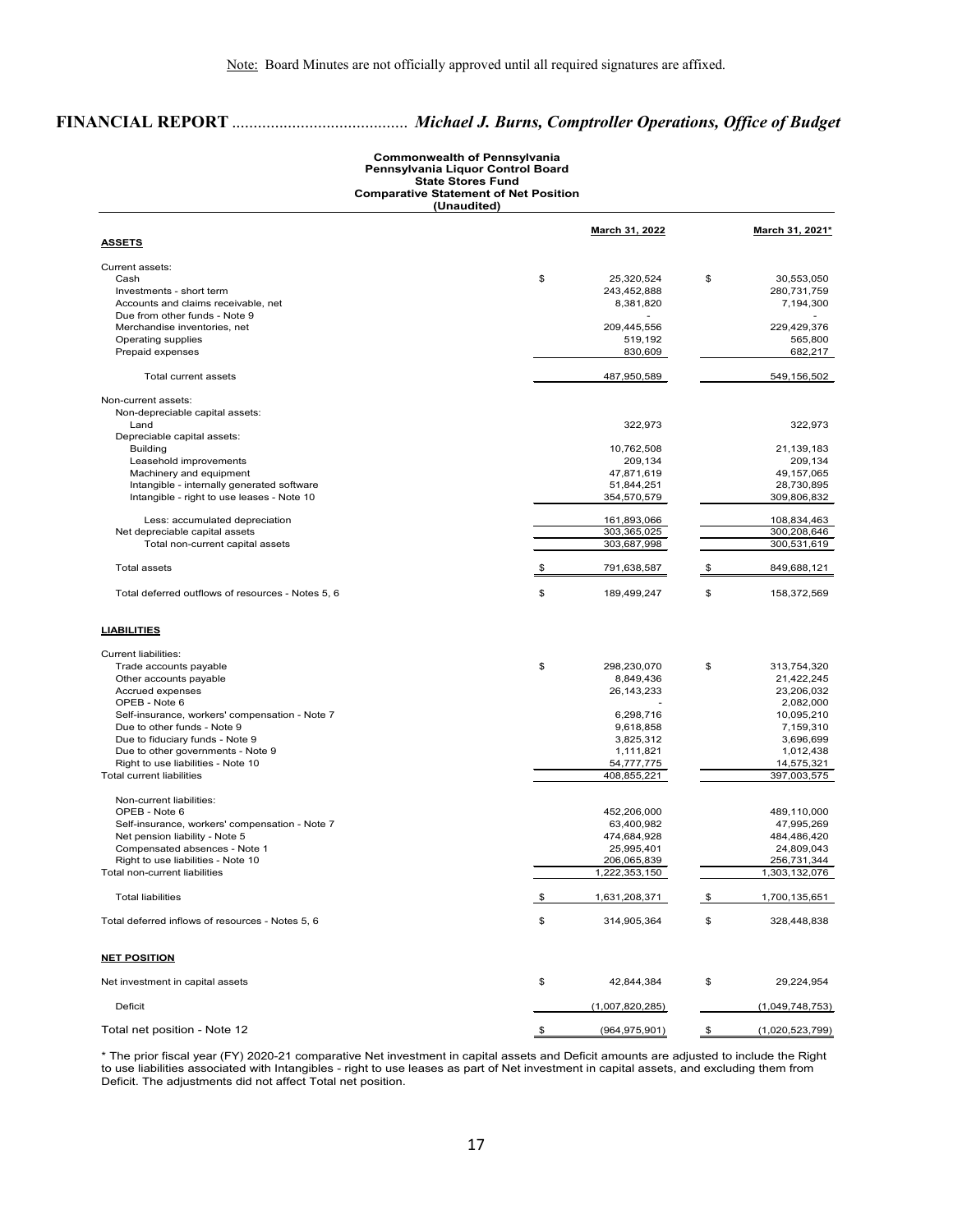Note: Board Minutes are not officially approved until all required signatures are affixed.

## FINANCIAL REPORT ......................................... *Michael J. Burns, Comptroller Operations, Office of Budget*

**Commonwealth of Pennsylvania**
**Pennsylvania Liquor Control Board**
**State Stores Fund**
**Comparative Statement of Net Position**
**(Unaudited)**

| | March 31, 2022 | March 31, 2021* |
|---|---|---|
| **ASSETS** | | |
| Current assets: | | |
| Cash | $ 25,320,524 | $ 30,553,050 |
| Investments - short term | 243,452,888 | 280,731,759 |
| Accounts and claims receivable, net | 8,381,820 | 7,194,300 |
| Due from other funds - Note 9 | - | - |
| Merchandise inventories, net | 209,445,556 | 229,429,376 |
| Operating supplies | 519,192 | 565,800 |
| Prepaid expenses | 830,609 | 682,217 |
| Total current assets | 487,950,589 | 549,156,502 |
| Non-current assets: | | |
| Non-depreciable capital assets: | | |
| Land | 322,973 | 322,973 |
| Depreciable capital assets: | | |
| Building | 10,762,508 | 21,139,183 |
| Leasehold improvements | 209,134 | 209,134 |
| Machinery and equipment | 47,871,619 | 49,157,065 |
| Intangible - internally generated software | 51,844,251 | 28,730,895 |
| Intangible - right to use leases - Note 10 | 354,570,579 | 309,806,832 |
| Less: accumulated depreciation | 161,893,066 | 108,834,463 |
| Net depreciable capital assets | 303,365,025 | 300,208,646 |
| Total non-current capital assets | 303,687,998 | 300,531,619 |
| Total assets | $ 791,638,587 | $ 849,688,121 |
| Total deferred outflows of resources - Notes 5, 6 | $ 189,499,247 | $ 158,372,569 |
| **LIABILITIES** | | |
| Current liabilities: | | |
| Trade accounts payable | $ 298,230,070 | $ 313,754,320 |
| Other accounts payable | 8,849,436 | 21,422,245 |
| Accrued expenses | 26,143,233 | 23,206,032 |
| OPEB - Note 6 | - | 2,082,000 |
| Self-insurance, workers' compensation - Note 7 | 6,298,716 | 10,095,210 |
| Due to other funds - Note 9 | 9,618,858 | 7,159,310 |
| Due to fiduciary funds - Note 9 | 3,825,312 | 3,696,699 |
| Due to other governments - Note 9 | 1,111,821 | 1,012,438 |
| Right to use liabilities - Note 10 | 54,777,775 | 14,575,321 |
| Total current liabilities | 408,855,221 | 397,003,575 |
| Non-current liabilities: | | |
| OPEB - Note 6 | 452,206,000 | 489,110,000 |
| Self-insurance, workers' compensation - Note 7 | 63,400,982 | 47,995,269 |
| Net pension liability - Note 5 | 474,684,928 | 484,486,420 |
| Compensated absences - Note 1 | 25,995,401 | 24,809,043 |
| Right to use liabilities - Note 10 | 206,065,839 | 256,731,344 |
| Total non-current liabilities | 1,222,353,150 | 1,303,132,076 |
| Total liabilities | $ 1,631,208,371 | $ 1,700,135,651 |
| Total deferred inflows of resources - Notes 5, 6 | $ 314,905,364 | $ 328,448,838 |
| **NET POSITION** | | |
| Net investment in capital assets | $ 42,844,384 | $ 29,224,954 |
| Deficit | (1,007,820,285) | (1,049,748,753) |
| Total net position - Note 12 | $ (964,975,901) | $ (1,020,523,799) |

* The prior fiscal year (FY) 2020-21 comparative Net investment in capital assets and Deficit amounts are adjusted to include the Right to use liabilities associated with Intangibles - right to use leases as part of Net investment in capital assets, and excluding them from Deficit. The adjustments did not affect Total net position.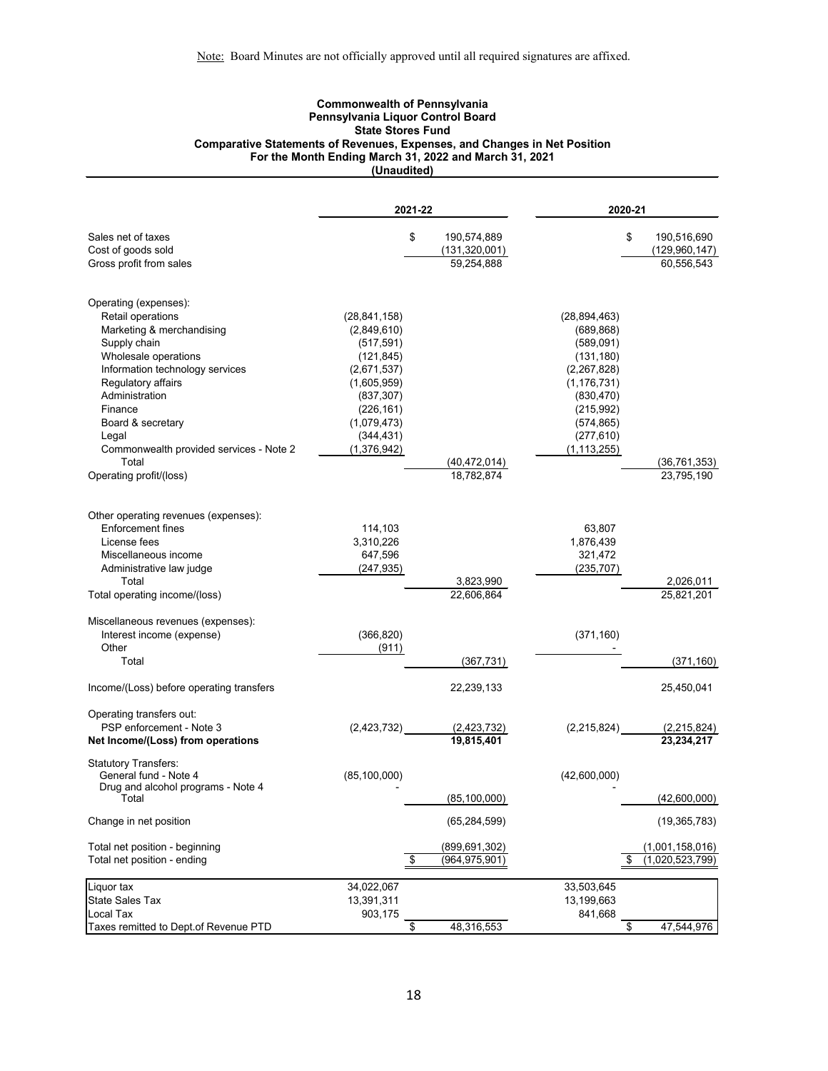Note: Board Minutes are not officially approved until all required signatures are affixed.

**Commonwealth of Pennsylvania**
**Pennsylvania Liquor Control Board**
**State Stores Fund**
**Comparative Statements of Revenues, Expenses, and Changes in Net Position**
**For the Month Ending March 31, 2022 and March 31, 2021**
**(Unaudited)**

| | 2021-22 | | 2020-21 | |
|---|---|---|---|---|
| Sales net of taxes | | $ 190,574,889 | | $ 190,516,690 |
| Cost of goods sold | | (131,320,001) | | (129,960,147) |
| Gross profit from sales | | 59,254,888 | | 60,556,543 |
| | | | | |
| Operating (expenses): | | | | |
| Retail operations | (28,841,158) | | (28,894,463) | |
| Marketing & merchandising | (2,849,610) | | (689,868) | |
| Supply chain | (517,591) | | (589,091) | |
| Wholesale operations | (121,845) | | (131,180) | |
| Information technology services | (2,671,537) | | (2,267,828) | |
| Regulatory affairs | (1,605,959) | | (1,176,731) | |
| Administration | (837,307) | | (830,470) | |
| Finance | (226,161) | | (215,992) | |
| Board & secretary | (1,079,473) | | (574,865) | |
| Legal | (344,431) | | (277,610) | |
| Commonwealth provided services - Note 2 | (1,376,942) | | (1,113,255) | |
| Total | | (40,472,014) | | (36,761,353) |
| Operating profit/(loss) | | 18,782,874 | | 23,795,190 |
| | | | | |
| Other operating revenues (expenses): | | | | |
| Enforcement fines | 114,103 | | 63,807 | |
| License fees | 3,310,226 | | 1,876,439 | |
| Miscellaneous income | 647,596 | | 321,472 | |
| Administrative law judge | (247,935) | | (235,707) | |
| Total | | 3,823,990 | | 2,026,011 |
| Total operating income/(loss) | | 22,606,864 | | 25,821,201 |
| | | | | |
| Miscellaneous revenues (expenses): | | | | |
| Interest income (expense) | (366,820) | | (371,160) | |
| Other | (911) | | - | |
| Total | | (367,731) | | (371,160) |
| | | | | |
| Income/(Loss) before operating transfers | | 22,239,133 | | 25,450,041 |
| | | | | |
| Operating transfers out: | | | | |
| PSP enforcement - Note 3 | (2,423,732) | (2,423,732) | (2,215,824) | (2,215,824) |
| **Net Income/(Loss) from operations** | | **19,815,401** | | **23,234,217** |
| | | | | |
| Statutory Transfers: | | | | |
| General fund - Note 4 | (85,100,000) | | (42,600,000) | |
| Drug and alcohol programs - Note 4 | - | | - | |
| Total | | (85,100,000) | | (42,600,000) |
| | | | | |
| Change in net position | | (65,284,599) | | (19,365,783) |
| | | | | |
| Total net position - beginning | | (899,691,302) | | (1,001,158,016) |
| Total net position - ending | | $ (964,975,901) | | $ (1,020,523,799) |

| | 2021-22 | | 2020-21 | |
|---|---|---|---|---|
| Liquor tax | 34,022,067 | | 33,503,645 | |
| State Sales Tax | 13,391,311 | | 13,199,663 | |
| Local Tax | 903,175 | | 841,668 | |
| Taxes remitted to Dept.of Revenue PTD | | $ 48,316,553 | | $ 47,544,976 |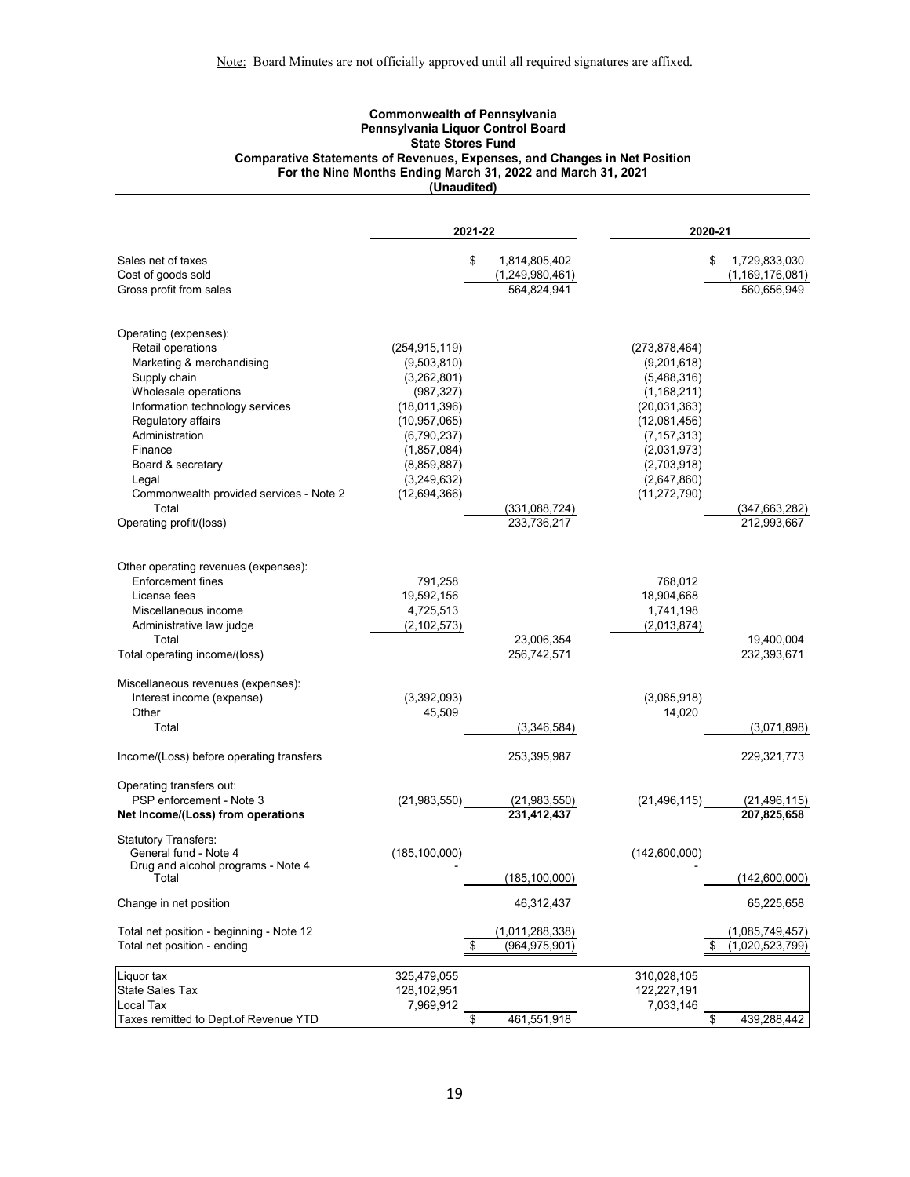Note: Board Minutes are not officially approved until all required signatures are affixed.

**Commonwealth of Pennsylvania**
**Pennsylvania Liquor Control Board**
**State Stores Fund**
**Comparative Statements of Revenues, Expenses, and Changes in Net Position**
**For the Nine Months Ending March 31, 2022 and March 31, 2021**
**(Unaudited)**

| | 2021-22 | | 2020-21 | |
|---|---|---|---|---|
| Sales net of taxes | | $ 1,814,805,402 | | $ 1,729,833,030 |
| Cost of goods sold | | (1,249,980,461) | | (1,169,176,081) |
| Gross profit from sales | | 564,824,941 | | 560,656,949 |
| | | | | |
| Operating (expenses): | | | | |
| Retail operations | (254,915,119) | | (273,878,464) | |
| Marketing & merchandising | (9,503,810) | | (9,201,618) | |
| Supply chain | (3,262,801) | | (5,488,316) | |
| Wholesale operations | (987,327) | | (1,168,211) | |
| Information technology services | (18,011,396) | | (20,031,363) | |
| Regulatory affairs | (10,957,065) | | (12,081,456) | |
| Administration | (6,790,237) | | (7,157,313) | |
| Finance | (1,857,084) | | (2,031,973) | |
| Board & secretary | (8,859,887) | | (2,703,918) | |
| Legal | (3,249,632) | | (2,647,860) | |
| Commonwealth provided services - Note 2 | (12,694,366) | | (11,272,790) | |
| Total | | (331,088,724) | | (347,663,282) |
| Operating profit/(loss) | | 233,736,217 | | 212,993,667 |
| | | | | |
| Other operating revenues (expenses): | | | | |
| Enforcement fines | 791,258 | | 768,012 | |
| License fees | 19,592,156 | | 18,904,668 | |
| Miscellaneous income | 4,725,513 | | 1,741,198 | |
| Administrative law judge | (2,102,573) | | (2,013,874) | |
| Total | | 23,006,354 | | 19,400,004 |
| Total operating income/(loss) | | 256,742,571 | | 232,393,671 |
| | | | | |
| Miscellaneous revenues (expenses): | | | | |
| Interest income (expense) | (3,392,093) | | (3,085,918) | |
| Other | 45,509 | | 14,020 | |
| Total | | (3,346,584) | | (3,071,898) |
| | | | | |
| Income/(Loss) before operating transfers | | 253,395,987 | | 229,321,773 |
| | | | | |
| Operating transfers out: | | | | |
| PSP enforcement - Note 3 | (21,983,550) | (21,983,550) | (21,496,115) | (21,496,115) |
| **Net Income/(Loss) from operations** | | **231,412,437** | | **207,825,658** |
| | | | | |
| Statutory Transfers: | | | | |
| General fund - Note 4 | (185,100,000) | | (142,600,000) | |
| Drug and alcohol programs - Note 4 | - | | - | |
| Total | | (185,100,000) | | (142,600,000) |
| | | | | |
| Change in net position | | 46,312,437 | | 65,225,658 |
| | | | | |
| Total net position - beginning - Note 12 | | (1,011,288,338) | | (1,085,749,457) |
| Total net position - ending | | $ (964,975,901) | | $ (1,020,523,799) |
| | | | | |
| Liquor tax | 325,479,055 | | 310,028,105 | |
| State Sales Tax | 128,102,951 | | 122,227,191 | |
| Local Tax | 7,969,912 | | 7,033,146 | |
| Taxes remitted to Dept.of Revenue YTD | | $ 461,551,918 | | $ 439,288,442 |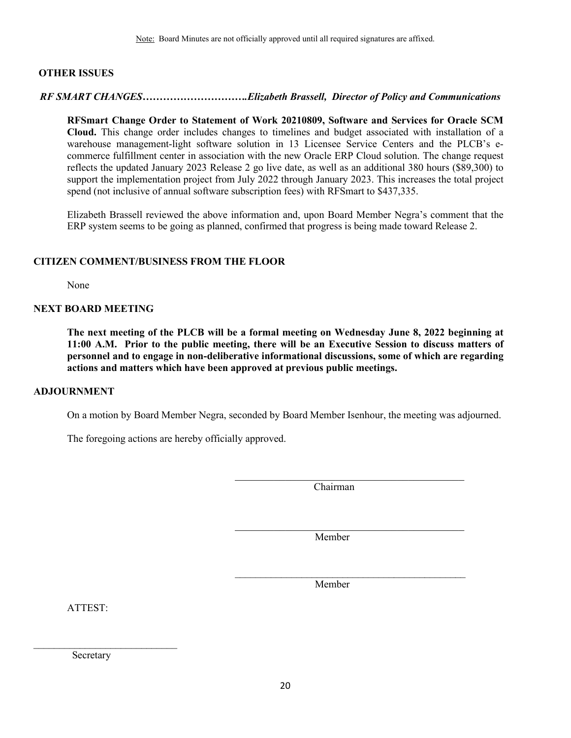Note: Board Minutes are not officially approved until all required signatures are affixed.

**OTHER ISSUES**

***RF SMART CHANGES………………………….Elizabeth Brassell, Director of Policy and Communications***

**RFSmart Change Order to Statement of Work 20210809, Software and Services for Oracle SCM Cloud.** This change order includes changes to timelines and budget associated with installation of a warehouse management-light software solution in 13 Licensee Service Centers and the PLCB's e-commerce fulfillment center in association with the new Oracle ERP Cloud solution. The change request reflects the updated January 2023 Release 2 go live date, as well as an additional 380 hours ($89,300) to support the implementation project from July 2022 through January 2023. This increases the total project spend (not inclusive of annual software subscription fees) with RFSmart to $437,335.

Elizabeth Brassell reviewed the above information and, upon Board Member Negra's comment that the ERP system seems to be going as planned, confirmed that progress is being made toward Release 2.

**CITIZEN COMMENT/BUSINESS FROM THE FLOOR**

None

**NEXT BOARD MEETING**

**The next meeting of the PLCB will be a formal meeting on Wednesday June 8, 2022 beginning at 11:00 A.M. Prior to the public meeting, there will be an Executive Session to discuss matters of personnel and to engage in non-deliberative informational discussions, some of which are regarding actions and matters which have been approved at previous public meetings.**

**ADJOURNMENT**

On a motion by Board Member Negra, seconded by Board Member Isenhour, the meeting was adjourned.

The foregoing actions are hereby officially approved.

\_\_\_\_\_\_\_\_\_\_\_\_\_\_\_\_\_\_\_\_\_\_\_\_\_\_\_\_\_\_\_\_\_\_\_\_\_\_\_\_\_\_\_\_
Chairman

\_\_\_\_\_\_\_\_\_\_\_\_\_\_\_\_\_\_\_\_\_\_\_\_\_\_\_\_\_\_\_\_\_\_\_\_\_\_\_\_\_\_\_\_
Member

\_\_\_\_\_\_\_\_\_\_\_\_\_\_\_\_\_\_\_\_\_\_\_\_\_\_\_\_\_\_\_\_\_\_\_\_\_\_\_\_\_\_\_\_
Member

ATTEST:

\_\_\_\_\_\_\_\_\_\_\_\_\_\_\_\_\_\_\_\_\_\_\_\_\_\_\_\_
Secretary